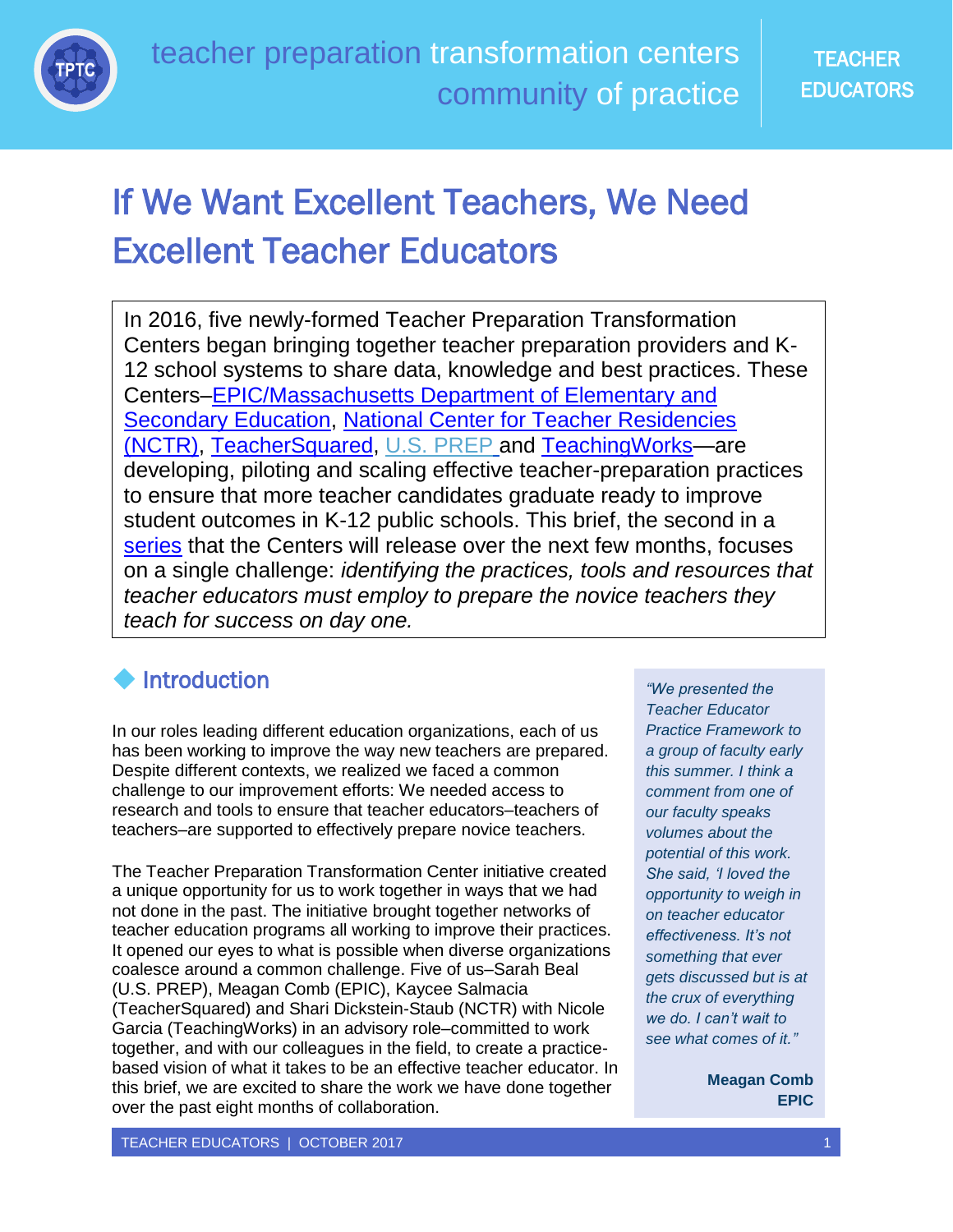teacher preparation transformation centers community of practice

TEACHER EDUCATORS

# If We Want Excellent Teachers, We Need Excellent Teacher Educators

In 2016, five newly-formed Teacher Preparation Transformation Centers began bringing together teacher preparation providers and K-12 school systems to share data, knowledge and best practices. These Centers–EPIC/Massachusetts Department of Elementary and Secondary Education, National Center for Teacher Residencies (NCTR), TeacherSquared, U.S. PREP and TeachingWorks—are developing, piloting and scaling effective teacher-preparation practices to ensure that more teacher candidates graduate ready to improve student outcomes in K-12 public schools. This brief, the second in a series that the Centers will release over the next few months, focuses on a single challenge: *identifying the practices, tools and resources that teacher educators must employ to prepare the novice teachers they teach for success on day one.*

## Introduction

In our roles leading different education organizations, each of us has been working to improve the way new teachers are prepared. Despite different contexts, we realized we faced a common challenge to our improvement efforts: We needed access to research and tools to ensure that teacher educators–teachers of teachers–are supported to effectively prepare novice teachers.

The Teacher Preparation Transformation Center initiative created a unique opportunity for us to work together in ways that we had not done in the past. The initiative brought together networks of teacher education programs all working to improve their practices. It opened our eyes to what is possible when diverse organizations coalesce around a common challenge. Five of us–Sarah Beal (U.S. PREP), Meagan Comb (EPIC), Kaycee Salmacia (TeacherSquared) and Shari Dickstein-Staub (NCTR) with Nicole Garcia (TeachingWorks) in an advisory role–committed to work together, and with our colleagues in the field, to create a practice-based vision of what it takes to be an effective teacher educator. In this brief, we are excited to share the work we have done together over the past eight months of collaboration.

> *"We presented the Teacher Educator Practice Framework to a group of faculty early this summer. I think a comment from one of our faculty speaks volumes about the potential of this work. She said, 'I loved the opportunity to weigh in on teacher educator effectiveness. It's not something that ever gets discussed but is at the crux of everything we do. I can't wait to see what comes of it.'"*
>
> **Meagan Comb**
> **EPIC**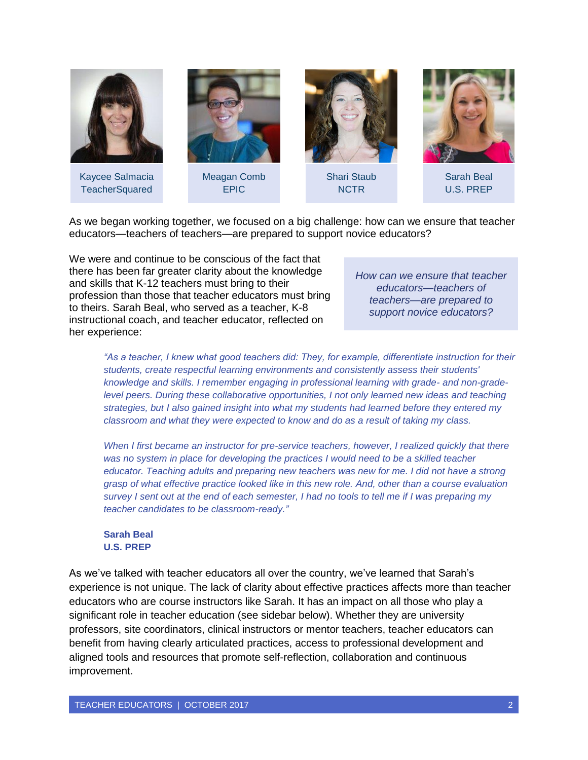Kaycee Salmacia
TeacherSquared

Meagan Comb
EPIC

Shari Staub
NCTR

Sarah Beal
U.S. PREP

As we began working together, we focused on a big challenge: how can we ensure that teacher educators—teachers of teachers—are prepared to support novice educators?

We were and continue to be conscious of the fact that there has been far greater clarity about the knowledge and skills that K-12 teachers must bring to their profession than those that teacher educators must bring to theirs. Sarah Beal, who served as a teacher, K-8 instructional coach, and teacher educator, reflected on her experience:

> *How can we ensure that teacher educators—teachers of teachers—are prepared to support novice educators?*

> *"As a teacher, I knew what good teachers did: They, for example, differentiate instruction for their students, create respectful learning environments and consistently assess their students' knowledge and skills. I remember engaging in professional learning with grade- and non-grade-level peers. During these collaborative opportunities, I not only learned new ideas and teaching strategies, but I also gained insight into what my students had learned before they entered my classroom and what they were expected to know and do as a result of taking my class.*
>
> *When I first became an instructor for pre-service teachers, however, I realized quickly that there was no system in place for developing the practices I would need to be a skilled teacher educator. Teaching adults and preparing new teachers was new for me. I did not have a strong grasp of what effective practice looked like in this new role. And, other than a course evaluation survey I sent out at the end of each semester, I had no tools to tell me if I was preparing my teacher candidates to be classroom-ready."*
>
> **Sarah Beal**
> **U.S. PREP**

As we've talked with teacher educators all over the country, we've learned that Sarah's experience is not unique. The lack of clarity about effective practices affects more than teacher educators who are course instructors like Sarah. It has an impact on all those who play a significant role in teacher education (see sidebar below). Whether they are university professors, site coordinators, clinical instructors or mentor teachers, teacher educators can benefit from having clearly articulated practices, access to professional development and aligned tools and resources that promote self-reflection, collaboration and continuous improvement.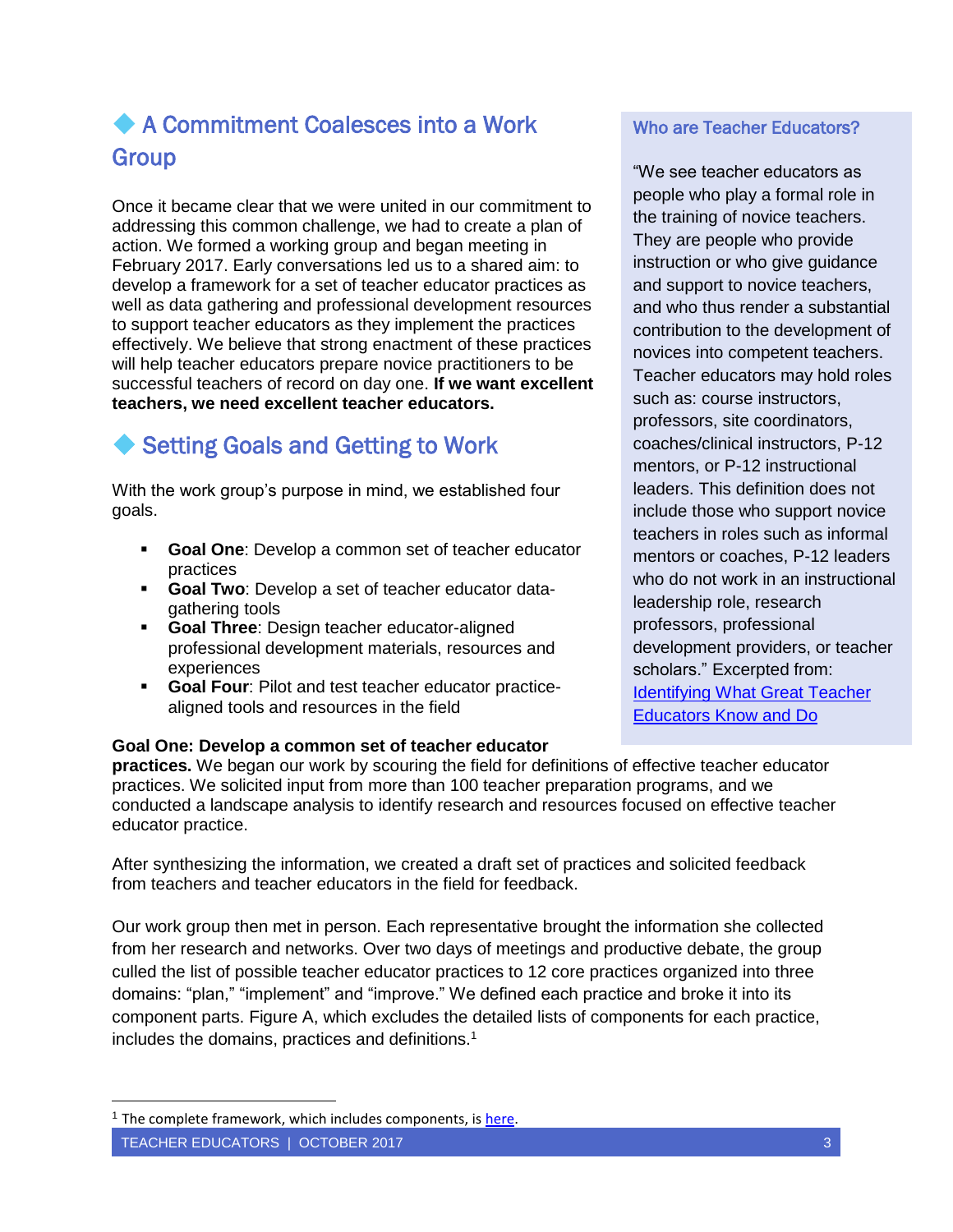## ◆ A Commitment Coalesces into a Work Group

Once it became clear that we were united in our commitment to addressing this common challenge, we had to create a plan of action. We formed a working group and began meeting in February 2017. Early conversations led us to a shared aim: to develop a framework for a set of teacher educator practices as well as data gathering and professional development resources to support teacher educators as they implement the practices effectively. We believe that strong enactment of these practices will help teacher educators prepare novice practitioners to be successful teachers of record on day one. **If we want excellent teachers, we need excellent teacher educators.**

## ◆ Setting Goals and Getting to Work

With the work group's purpose in mind, we established four goals.

- **Goal One**: Develop a common set of teacher educator practices
- **Goal Two**: Develop a set of teacher educator data-gathering tools
- **Goal Three**: Design teacher educator-aligned professional development materials, resources and experiences
- **Goal Four**: Pilot and test teacher educator practice-aligned tools and resources in the field

**Goal One: Develop a common set of teacher educator practices.** We began our work by scouring the field for definitions of effective teacher educator practices. We solicited input from more than 100 teacher preparation programs, and we conducted a landscape analysis to identify research and resources focused on effective teacher educator practice.

After synthesizing the information, we created a draft set of practices and solicited feedback from teachers and teacher educators in the field for feedback.

Our work group then met in person. Each representative brought the information she collected from her research and networks. Over two days of meetings and productive debate, the group culled the list of possible teacher educator practices to 12 core practices organized into three domains: "plan," "implement" and "improve." We defined each practice and broke it into its component parts. Figure A, which excludes the detailed lists of components for each practice, includes the domains, practices and definitions.[1]

### Who are Teacher Educators?

"We see teacher educators as people who play a formal role in the training of novice teachers. They are people who provide instruction or who give guidance and support to novice teachers, and who thus render a substantial contribution to the development of novices into competent teachers. Teacher educators may hold roles such as: course instructors, professors, site coordinators, coaches/clinical instructors, P-12 mentors, or P-12 instructional leaders. This definition does not include those who support novice teachers in roles such as informal mentors or coaches, P-12 leaders who do not work in an instructional leadership role, research professors, professional development providers, or teacher scholars." Excerpted from: [Identifying What Great Teacher Educators Know and Do]

---

[1] The complete framework, which includes components, is [here].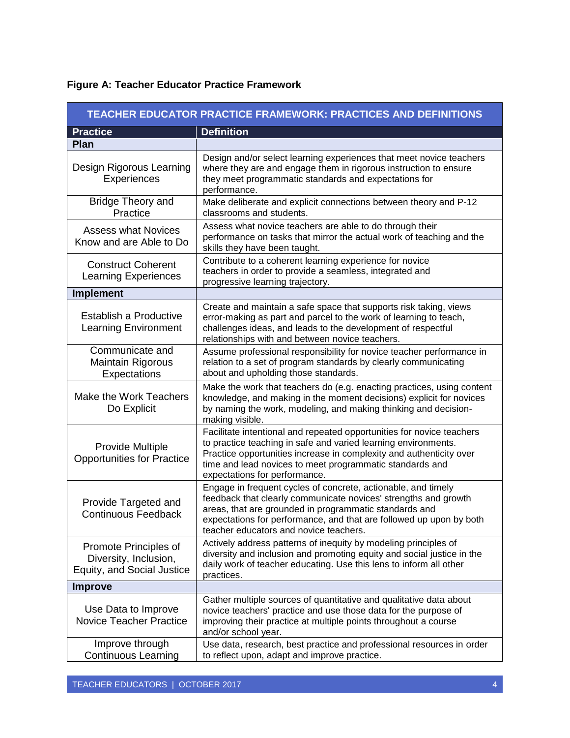**Figure A: Teacher Educator Practice Framework**

| TEACHER EDUCATOR PRACTICE FRAMEWORK: PRACTICES AND DEFINITIONS | |
|---|---|
| **Practice** | **Definition** |
| **Plan** | |
| Design Rigorous Learning Experiences | Design and/or select learning experiences that meet novice teachers where they are and engage them in rigorous instruction to ensure they meet programmatic standards and expectations for performance. |
| Bridge Theory and Practice | Make deliberate and explicit connections between theory and P-12 classrooms and students. |
| Assess what Novices Know and are Able to Do | Assess what novice teachers are able to do through their performance on tasks that mirror the actual work of teaching and the skills they have been taught. |
| Construct Coherent Learning Experiences | Contribute to a coherent learning experience for novice teachers in order to provide a seamless, integrated and progressive learning trajectory. |
| **Implement** | |
| Establish a Productive Learning Environment | Create and maintain a safe space that supports risk taking, views error-making as part and parcel to the work of learning to teach, challenges ideas, and leads to the development of respectful relationships with and between novice teachers. |
| Communicate and Maintain Rigorous Expectations | Assume professional responsibility for novice teacher performance in relation to a set of program standards by clearly communicating about and upholding those standards. |
| Make the Work Teachers Do Explicit | Make the work that teachers do (e.g. enacting practices, using content knowledge, and making in the moment decisions) explicit for novices by naming the work, modeling, and making thinking and decision-making visible. |
| Provide Multiple Opportunities for Practice | Facilitate intentional and repeated opportunities for novice teachers to practice teaching in safe and varied learning environments. Practice opportunities increase in complexity and authenticity over time and lead novices to meet programmatic standards and expectations for performance. |
| Provide Targeted and Continuous Feedback | Engage in frequent cycles of concrete, actionable, and timely feedback that clearly communicate novices' strengths and growth areas, that are grounded in programmatic standards and expectations for performance, and that are followed up upon by both teacher educators and novice teachers. |
| Promote Principles of Diversity, Inclusion, Equity, and Social Justice | Actively address patterns of inequity by modeling principles of diversity and inclusion and promoting equity and social justice in the daily work of teacher educating. Use this lens to inform all other practices. |
| **Improve** | |
| Use Data to Improve Novice Teacher Practice | Gather multiple sources of quantitative and qualitative data about novice teachers' practice and use those data for the purpose of improving their practice at multiple points throughout a course and/or school year. |
| Improve through Continuous Learning | Use data, research, best practice and professional resources in order to reflect upon, adapt and improve practice. |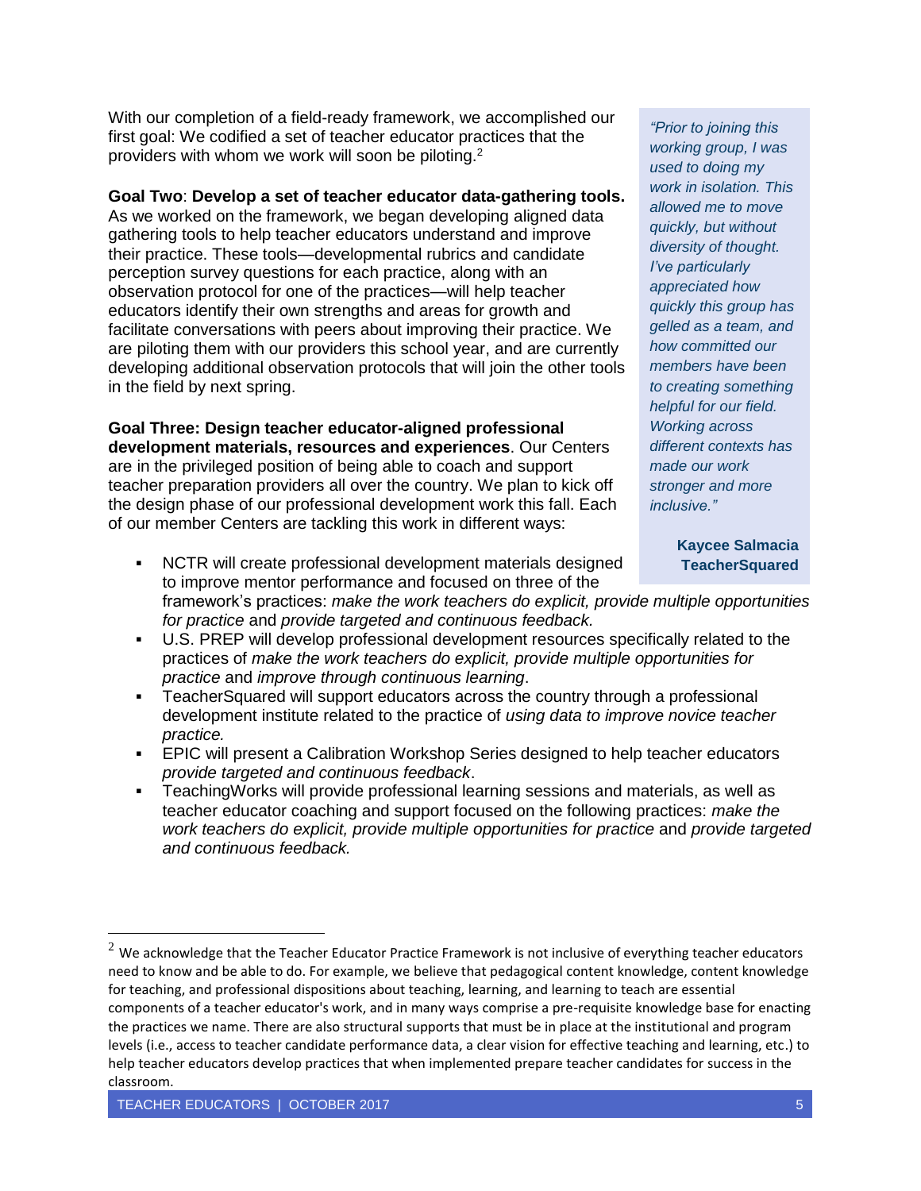With our completion of a field-ready framework, we accomplished our first goal: We codified a set of teacher educator practices that the providers with whom we work will soon be piloting.[2]

**Goal Two**: **Develop a set of teacher educator data-gathering tools.** As we worked on the framework, we began developing aligned data gathering tools to help teacher educators understand and improve their practice. These tools—developmental rubrics and candidate perception survey questions for each practice, along with an observation protocol for one of the practices—will help teacher educators identify their own strengths and areas for growth and facilitate conversations with peers about improving their practice. We are piloting them with our providers this school year, and are currently developing additional observation protocols that will join the other tools in the field by next spring.

**Goal Three: Design teacher educator-aligned professional development materials, resources and experiences**. Our Centers are in the privileged position of being able to coach and support teacher preparation providers all over the country. We plan to kick off the design phase of our professional development work this fall. Each of our member Centers are tackling this work in different ways:

- NCTR will create professional development materials designed to improve mentor performance and focused on three of the framework's practices: *make the work teachers do explicit, provide multiple opportunities for practice* and *provide targeted and continuous feedback.*
- U.S. PREP will develop professional development resources specifically related to the practices of *make the work teachers do explicit, provide multiple opportunities for practice* and *improve through continuous learning*.
- TeacherSquared will support educators across the country through a professional development institute related to the practice of *using data to improve novice teacher practice.*
- EPIC will present a Calibration Workshop Series designed to help teacher educators *provide targeted and continuous feedback*.
- TeachingWorks will provide professional learning sessions and materials, as well as teacher educator coaching and support focused on the following practices: *make the work teachers do explicit, provide multiple opportunities for practice* and *provide targeted and continuous feedback.*

> *"Prior to joining this working group, I was used to doing my work in isolation. This allowed me to move quickly, but without diversity of thought. I've particularly appreciated how quickly this group has gelled as a team, and how committed our members have been to creating something helpful for our field. Working across different contexts has made our work stronger and more inclusive."*
>
> **Kaycee Salmacia**
> **TeacherSquared**

[2] We acknowledge that the Teacher Educator Practice Framework is not inclusive of everything teacher educators need to know and be able to do. For example, we believe that pedagogical content knowledge, content knowledge for teaching, and professional dispositions about teaching, learning, and learning to teach are essential components of a teacher educator's work, and in many ways comprise a pre-requisite knowledge base for enacting the practices we name. There are also structural supports that must be in place at the institutional and program levels (i.e., access to teacher candidate performance data, a clear vision for effective teaching and learning, etc.) to help teacher educators develop practices that when implemented prepare teacher candidates for success in the classroom.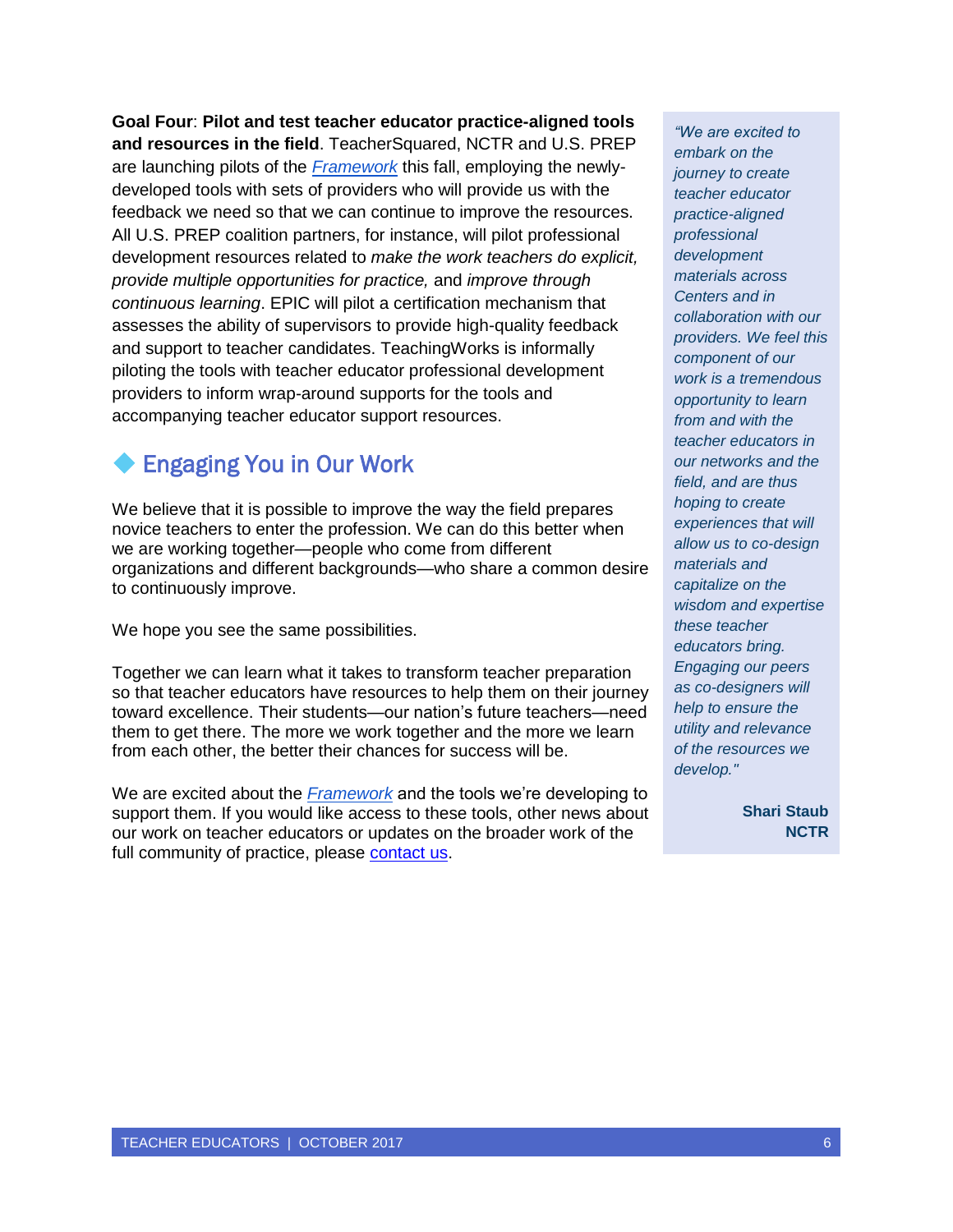**Goal Four**: **Pilot and test teacher educator practice-aligned tools and resources in the field**. TeacherSquared, NCTR and U.S. PREP are launching pilots of the *Framework* this fall, employing the newly-developed tools with sets of providers who will provide us with the feedback we need so that we can continue to improve the resources. All U.S. PREP coalition partners, for instance, will pilot professional development resources related to *make the work teachers do explicit, provide multiple opportunities for practice,* and *improve through continuous learning*. EPIC will pilot a certification mechanism that assesses the ability of supervisors to provide high-quality feedback and support to teacher candidates. TeachingWorks is informally piloting the tools with teacher educator professional development providers to inform wrap-around supports for the tools and accompanying teacher educator support resources.

## Engaging You in Our Work

We believe that it is possible to improve the way the field prepares novice teachers to enter the profession. We can do this better when we are working together—people who come from different organizations and different backgrounds—who share a common desire to continuously improve.

We hope you see the same possibilities.

Together we can learn what it takes to transform teacher preparation so that teacher educators have resources to help them on their journey toward excellence. Their students—our nation's future teachers—need them to get there. The more we work together and the more we learn from each other, the better their chances for success will be.

We are excited about the *Framework* and the tools we're developing to support them. If you would like access to these tools, other news about our work on teacher educators or updates on the broader work of the full community of practice, please contact us.

> *"We are excited to embark on the journey to create teacher educator practice-aligned professional development materials across Centers and in collaboration with our providers. We feel this component of our work is a tremendous opportunity to learn from and with the teacher educators in our networks and the field, and are thus hoping to create experiences that will allow us to co-design materials and capitalize on the wisdom and expertise these teacher educators bring. Engaging our peers as co-designers will help to ensure the utility and relevance of the resources we develop."*
>
> **Shari Staub**
> **NCTR**